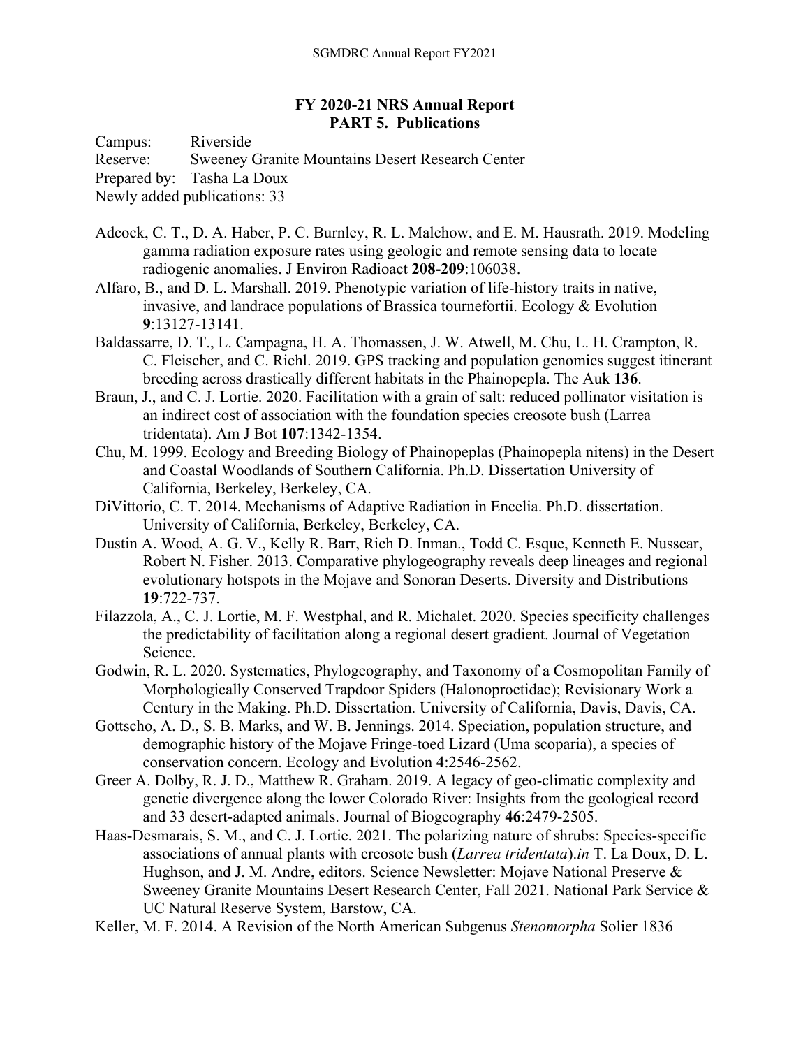**FY 2020-21 NRS Annual Report**
**PART 5. Publications**

Campus: Riverside
Reserve: Sweeney Granite Mountains Desert Research Center
Prepared by: Tasha La Doux
Newly added publications: 33

Adcock, C. T., D. A. Haber, P. C. Burnley, R. L. Malchow, and E. M. Hausrath. 2019. Modeling gamma radiation exposure rates using geologic and remote sensing data to locate radiogenic anomalies. J Environ Radioact **208-209**:106038.

Alfaro, B., and D. L. Marshall. 2019. Phenotypic variation of life-history traits in native, invasive, and landrace populations of Brassica tournefortii. Ecology & Evolution **9**:13127-13141.

Baldassarre, D. T., L. Campagna, H. A. Thomassen, J. W. Atwell, M. Chu, L. H. Crampton, R. C. Fleischer, and C. Riehl. 2019. GPS tracking and population genomics suggest itinerant breeding across drastically different habitats in the Phainopepla. The Auk **136**.

Braun, J., and C. J. Lortie. 2020. Facilitation with a grain of salt: reduced pollinator visitation is an indirect cost of association with the foundation species creosote bush (Larrea tridentata). Am J Bot **107**:1342-1354.

Chu, M. 1999. Ecology and Breeding Biology of Phainopeplas (Phainopepla nitens) in the Desert and Coastal Woodlands of Southern California. Ph.D. Dissertation University of California, Berkeley, Berkeley, CA.

DiVittorio, C. T. 2014. Mechanisms of Adaptive Radiation in Encelia. Ph.D. dissertation. University of California, Berkeley, Berkeley, CA.

Dustin A. Wood, A. G. V., Kelly R. Barr, Rich D. Inman., Todd C. Esque, Kenneth E. Nussear, Robert N. Fisher. 2013. Comparative phylogeography reveals deep lineages and regional evolutionary hotspots in the Mojave and Sonoran Deserts. Diversity and Distributions **19**:722-737.

Filazzola, A., C. J. Lortie, M. F. Westphal, and R. Michalet. 2020. Species specificity challenges the predictability of facilitation along a regional desert gradient. Journal of Vegetation Science.

Godwin, R. L. 2020. Systematics, Phylogeography, and Taxonomy of a Cosmopolitan Family of Morphologically Conserved Trapdoor Spiders (Halonoproctidae); Revisionary Work a Century in the Making. Ph.D. Dissertation. University of California, Davis, Davis, CA.

Gottscho, A. D., S. B. Marks, and W. B. Jennings. 2014. Speciation, population structure, and demographic history of the Mojave Fringe-toed Lizard (Uma scoparia), a species of conservation concern. Ecology and Evolution **4**:2546-2562.

Greer A. Dolby, R. J. D., Matthew R. Graham. 2019. A legacy of geo-climatic complexity and genetic divergence along the lower Colorado River: Insights from the geological record and 33 desert-adapted animals. Journal of Biogeography **46**:2479-2505.

Haas-Desmarais, S. M., and C. J. Lortie. 2021. The polarizing nature of shrubs: Species-specific associations of annual plants with creosote bush (*Larrea tridentata*).*in* T. La Doux, D. L. Hughson, and J. M. Andre, editors. Science Newsletter: Mojave National Preserve & Sweeney Granite Mountains Desert Research Center, Fall 2021. National Park Service & UC Natural Reserve System, Barstow, CA.

Keller, M. F. 2014. A Revision of the North American Subgenus *Stenomorpha* Solier 1836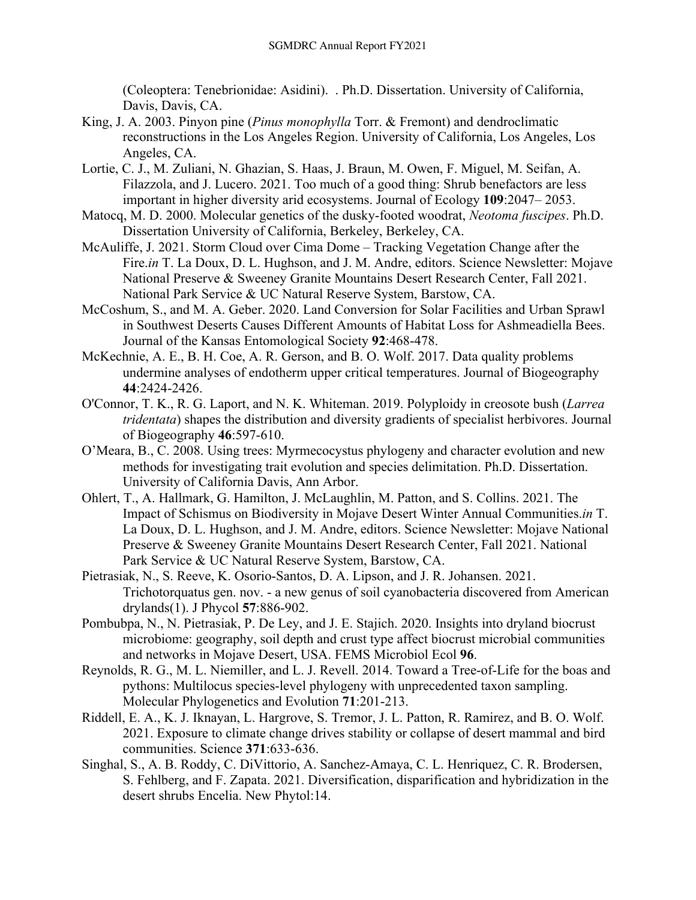(Coleoptera: Tenebrionidae: Asidini). . Ph.D. Dissertation. University of California, Davis, Davis, CA.

King, J. A. 2003. Pinyon pine (*Pinus monophylla* Torr. & Fremont) and dendroclimatic reconstructions in the Los Angeles Region. University of California, Los Angeles, Los Angeles, CA.

Lortie, C. J., M. Zuliani, N. Ghazian, S. Haas, J. Braun, M. Owen, F. Miguel, M. Seifan, A. Filazzola, and J. Lucero. 2021. Too much of a good thing: Shrub benefactors are less important in higher diversity arid ecosystems. Journal of Ecology **109**:2047– 2053.

Matocq, M. D. 2000. Molecular genetics of the dusky-footed woodrat, *Neotoma fuscipes*. Ph.D. Dissertation University of California, Berkeley, Berkeley, CA.

McAuliffe, J. 2021. Storm Cloud over Cima Dome – Tracking Vegetation Change after the Fire.*in* T. La Doux, D. L. Hughson, and J. M. Andre, editors. Science Newsletter: Mojave National Preserve & Sweeney Granite Mountains Desert Research Center, Fall 2021. National Park Service & UC Natural Reserve System, Barstow, CA.

McCoshum, S., and M. A. Geber. 2020. Land Conversion for Solar Facilities and Urban Sprawl in Southwest Deserts Causes Different Amounts of Habitat Loss for Ashmeadiella Bees. Journal of the Kansas Entomological Society **92**:468-478.

McKechnie, A. E., B. H. Coe, A. R. Gerson, and B. O. Wolf. 2017. Data quality problems undermine analyses of endotherm upper critical temperatures. Journal of Biogeography **44**:2424-2426.

O'Connor, T. K., R. G. Laport, and N. K. Whiteman. 2019. Polyploidy in creosote bush (*Larrea tridentata*) shapes the distribution and diversity gradients of specialist herbivores. Journal of Biogeography **46**:597-610.

O'Meara, B., C. 2008. Using trees: Myrmecocystus phylogeny and character evolution and new methods for investigating trait evolution and species delimitation. Ph.D. Dissertation. University of California Davis, Ann Arbor.

Ohlert, T., A. Hallmark, G. Hamilton, J. McLaughlin, M. Patton, and S. Collins. 2021. The Impact of Schismus on Biodiversity in Mojave Desert Winter Annual Communities.*in* T. La Doux, D. L. Hughson, and J. M. Andre, editors. Science Newsletter: Mojave National Preserve & Sweeney Granite Mountains Desert Research Center, Fall 2021. National Park Service & UC Natural Reserve System, Barstow, CA.

Pietrasiak, N., S. Reeve, K. Osorio-Santos, D. A. Lipson, and J. R. Johansen. 2021. Trichotorquatus gen. nov. - a new genus of soil cyanobacteria discovered from American drylands(1). J Phycol **57**:886-902.

Pombubpa, N., N. Pietrasiak, P. De Ley, and J. E. Stajich. 2020. Insights into dryland biocrust microbiome: geography, soil depth and crust type affect biocrust microbial communities and networks in Mojave Desert, USA. FEMS Microbiol Ecol **96**.

Reynolds, R. G., M. L. Niemiller, and L. J. Revell. 2014. Toward a Tree-of-Life for the boas and pythons: Multilocus species-level phylogeny with unprecedented taxon sampling. Molecular Phylogenetics and Evolution **71**:201-213.

Riddell, E. A., K. J. Iknayan, L. Hargrove, S. Tremor, J. L. Patton, R. Ramirez, and B. O. Wolf. 2021. Exposure to climate change drives stability or collapse of desert mammal and bird communities. Science **371**:633-636.

Singhal, S., A. B. Roddy, C. DiVittorio, A. Sanchez-Amaya, C. L. Henriquez, C. R. Brodersen, S. Fehlberg, and F. Zapata. 2021. Diversification, disparification and hybridization in the desert shrubs Encelia. New Phytol:14.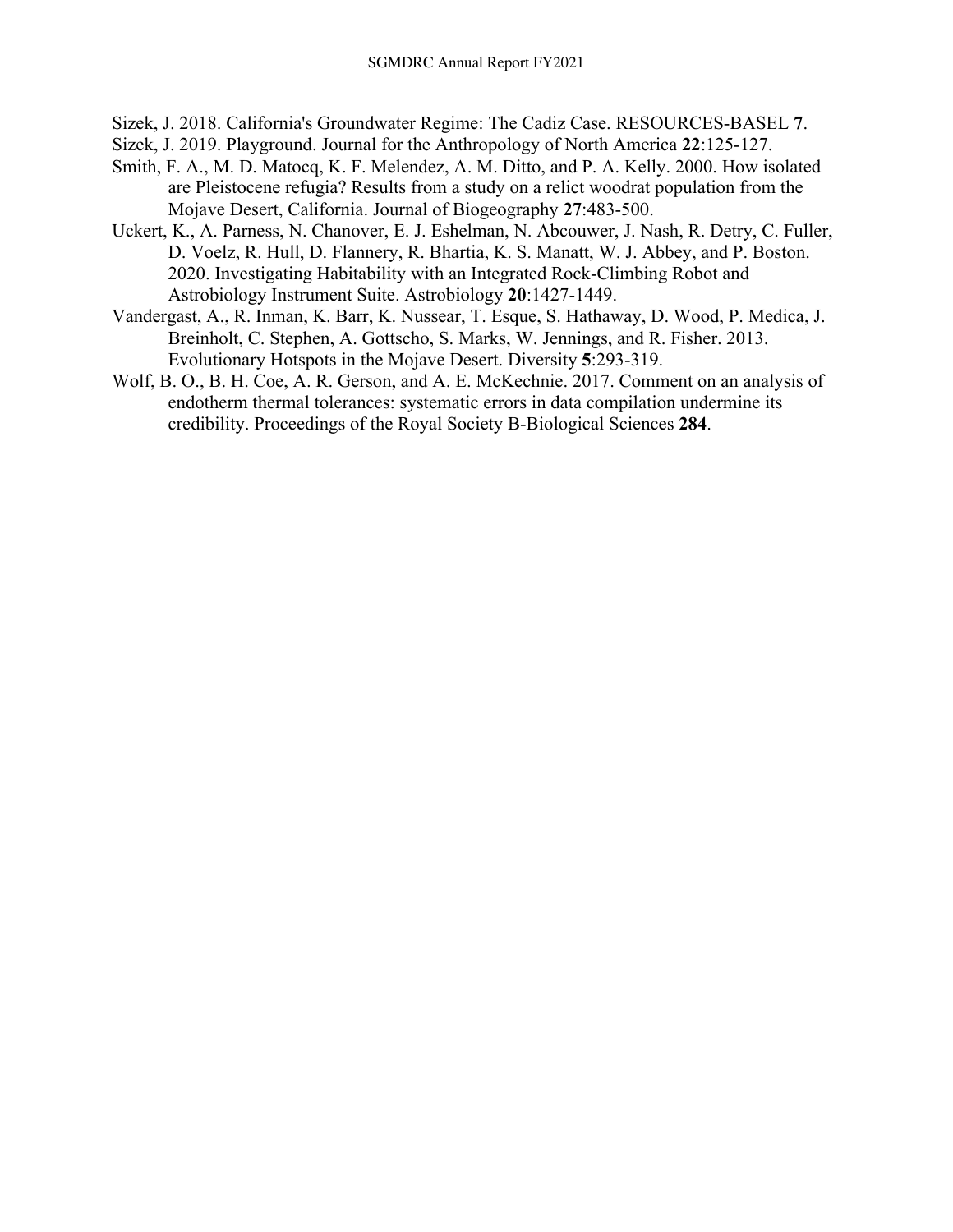Sizek, J. 2018. California's Groundwater Regime: The Cadiz Case. RESOURCES-BASEL **7**.

Sizek, J. 2019. Playground. Journal for the Anthropology of North America **22**:125-127.

Smith, F. A., M. D. Matocq, K. F. Melendez, A. M. Ditto, and P. A. Kelly. 2000. How isolated are Pleistocene refugia? Results from a study on a relict woodrat population from the Mojave Desert, California. Journal of Biogeography **27**:483-500.

Uckert, K., A. Parness, N. Chanover, E. J. Eshelman, N. Abcouwer, J. Nash, R. Detry, C. Fuller, D. Voelz, R. Hull, D. Flannery, R. Bhartia, K. S. Manatt, W. J. Abbey, and P. Boston. 2020. Investigating Habitability with an Integrated Rock-Climbing Robot and Astrobiology Instrument Suite. Astrobiology **20**:1427-1449.

Vandergast, A., R. Inman, K. Barr, K. Nussear, T. Esque, S. Hathaway, D. Wood, P. Medica, J. Breinholt, C. Stephen, A. Gottscho, S. Marks, W. Jennings, and R. Fisher. 2013. Evolutionary Hotspots in the Mojave Desert. Diversity **5**:293-319.

Wolf, B. O., B. H. Coe, A. R. Gerson, and A. E. McKechnie. 2017. Comment on an analysis of endotherm thermal tolerances: systematic errors in data compilation undermine its credibility. Proceedings of the Royal Society B-Biological Sciences **284**.